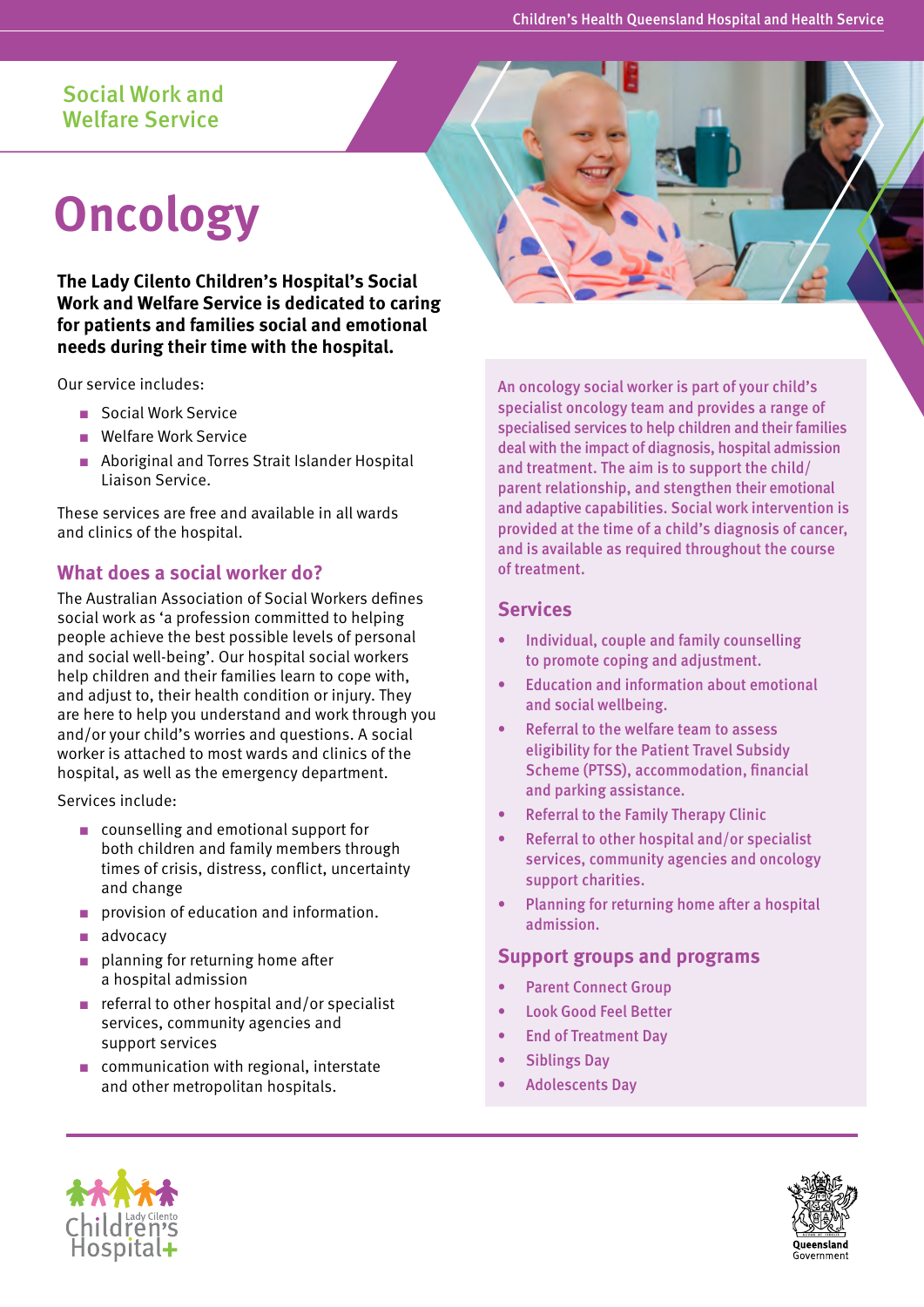Social Work and Welfare Service

# Oncology

**The Lady Cilento Children's Hospital's Social Work and Welfare Service is dedicated to caring for patients and families social and emotional needs during their time with the hospital.**

Our service includes:

- Social Work Service
- Welfare Work Service
- Aboriginal and Torres Strait Islander Hospital Liaison Service.

These services are free and available in all wards and clinics of the hospital.

## What does a social worker do?

The Australian Association of Social Workers defines social work as 'a profession committed to helping people achieve the best possible levels of personal and social well-being'. Our hospital social workers help children and their families learn to cope with, and adjust to, their health condition or injury. They are here to help you understand and work through you and/or your child's worries and questions. A social worker is attached to most wards and clinics of the hospital, as well as the emergency department.

Services include:

- counselling and emotional support for both children and family members through times of crisis, distress, conflict, uncertainty and change
- provision of education and information.
- advocacy
- planning for returning home after a hospital admission
- referral to other hospital and/or specialist services, community agencies and support services
- communication with regional, interstate and other metropolitan hospitals.

An oncology social worker is part of your child's specialist oncology team and provides a range of specialised services to help children and their families deal with the impact of diagnosis, hospital admission and treatment. The aim is to support the child/parent relationship, and stengthen their emotional and adaptive capabilities. Social work intervention is provided at the time of a child's diagnosis of cancer, and is available as required throughout the course of treatment.

## Services

- Individual, couple and family counselling to promote coping and adjustment.
- Education and information about emotional and social wellbeing.
- Referral to the welfare team to assess eligibility for the Patient Travel Subsidy Scheme (PTSS), accommodation, financial and parking assistance.
- Referral to the Family Therapy Clinic
- Referral to other hospital and/or specialist services, community agencies and oncology support charities.
- Planning for returning home after a hospital admission.

## Support groups and programs

- Parent Connect Group
- Look Good Feel Better
- End of Treatment Day
- Siblings Day
- Adolescents Day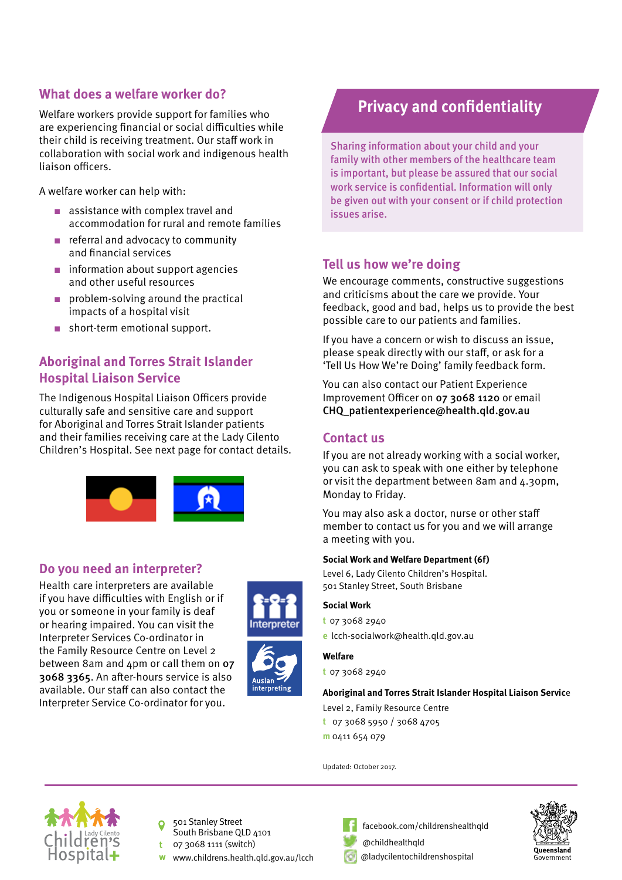## What does a welfare worker do?

Welfare workers provide support for families who are experiencing financial or social difficulties while their child is receiving treatment. Our staff work in collaboration with social work and indigenous health liaison officers.

A welfare worker can help with:

- assistance with complex travel and accommodation for rural and remote families
- referral and advocacy to community and financial services
- information about support agencies and other useful resources
- problem-solving around the practical impacts of a hospital visit
- short-term emotional support.

## Aboriginal and Torres Strait Islander Hospital Liaison Service

The Indigenous Hospital Liaison Officers provide culturally safe and sensitive care and support for Aboriginal and Torres Strait Islander patients and their families receiving care at the Lady Cilento Children's Hospital. See next page for contact details.

## Do you need an interpreter?

Health care interpreters are available if you have difficulties with English or if you or someone in your family is deaf or hearing impaired. You can visit the Interpreter Services Co-ordinator in the Family Resource Centre on Level 2 between 8am and 4pm or call them on **07 3068 3365**. An after-hours service is also available. Our staff can also contact the Interpreter Service Co-ordinator for you.

Interpreter

Auslan interpreting

## Privacy and confidentiality

Sharing information about your child and your family with other members of the healthcare team is important, but please be assured that our social work service is confidential. Information will only be given out with your consent or if child protection issues arise.

## Tell us how we're doing

We encourage comments, constructive suggestions and criticisms about the care we provide. Your feedback, good and bad, helps us to provide the best possible care to our patients and families.

If you have a concern or wish to discuss an issue, please speak directly with our staff, or ask for a 'Tell Us How We're Doing' family feedback form.

You can also contact our Patient Experience Improvement Officer on **07 3068 1120** or email **CHQ_patientexperience@health.qld.gov.au**

## Contact us

If you are not already working with a social worker, you can ask to speak with one either by telephone or visit the department between 8am and 4.30pm, Monday to Friday.

You may also ask a doctor, nurse or other staff member to contact us for you and we will arrange a meeting with you.

**Social Work and Welfare Department (6f)**
Level 6, Lady Cilento Children's Hospital.
501 Stanley Street, South Brisbane

**Social Work**
t 07 3068 2940
e lcch-socialwork@health.qld.gov.au

**Welfare**
t 07 3068 2940

**Aboriginal and Torres Strait Islander Hospital Liaison Service**
Level 2, Family Resource Centre
t 07 3068 5950 / 3068 4705
m 0411 654 079

Updated: October 2017.

Lady Cilento Children's Hospital

501 Stanley Street
South Brisbane QLD 4101
t 07 3068 1111 (switch)
w www.childrens.health.qld.gov.au/lcch

facebook.com/childrenshealthqld
@childhealthqld
@ladycilentochildrenshospital

Queensland Government